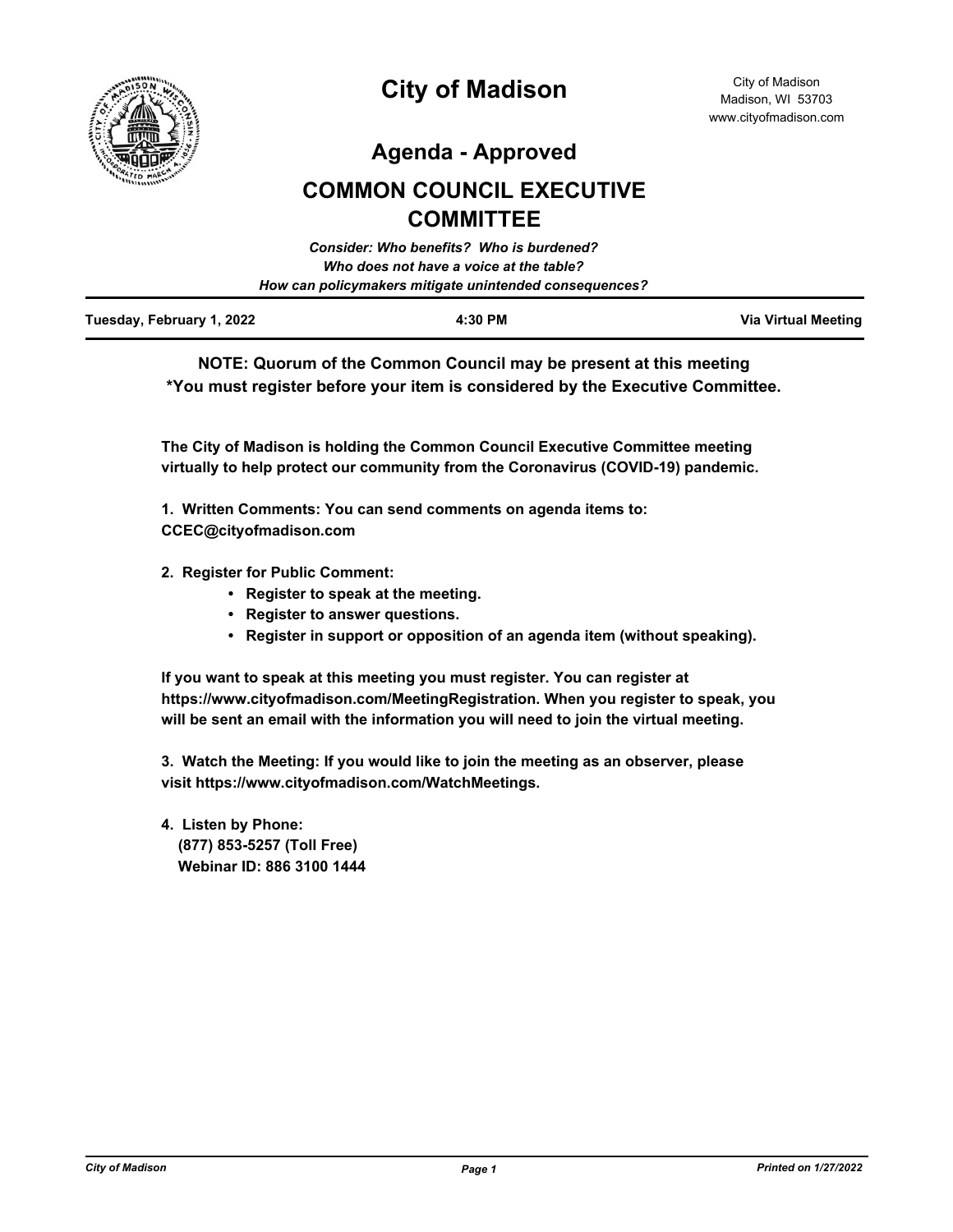# City of Madison

City of Madison
Madison, WI 53703
www.cityofmadison.com

## Agenda - Approved

## COMMON COUNCIL EXECUTIVE COMMITTEE

*Consider: Who benefits? Who is burdened?*
*Who does not have a voice at the table?*
*How can policymakers mitigate unintended consequences?*

| Tuesday, February 1, 2022 | 4:30 PM | Via Virtual Meeting |
|---|---|---|

**NOTE: Quorum of the Common Council may be present at this meeting**
**\*You must register before your item is considered by the Executive Committee.**

**The City of Madison is holding the Common Council Executive Committee meeting virtually to help protect our community from the Coronavirus (COVID-19) pandemic.**

**1. Written Comments: You can send comments on agenda items to: CCEC@cityofmadison.com**

**2. Register for Public Comment:**

- **Register to speak at the meeting.**
- **Register to answer questions.**
- **Register in support or opposition of an agenda item (without speaking).**

**If you want to speak at this meeting you must register. You can register at https://www.cityofmadison.com/MeetingRegistration. When you register to speak, you will be sent an email with the information you will need to join the virtual meeting.**

**3. Watch the Meeting: If you would like to join the meeting as an observer, please visit https://www.cityofmadison.com/WatchMeetings.**

**4. Listen by Phone:**
**(877) 853-5257 (Toll Free)**
**Webinar ID: 886 3100 1444**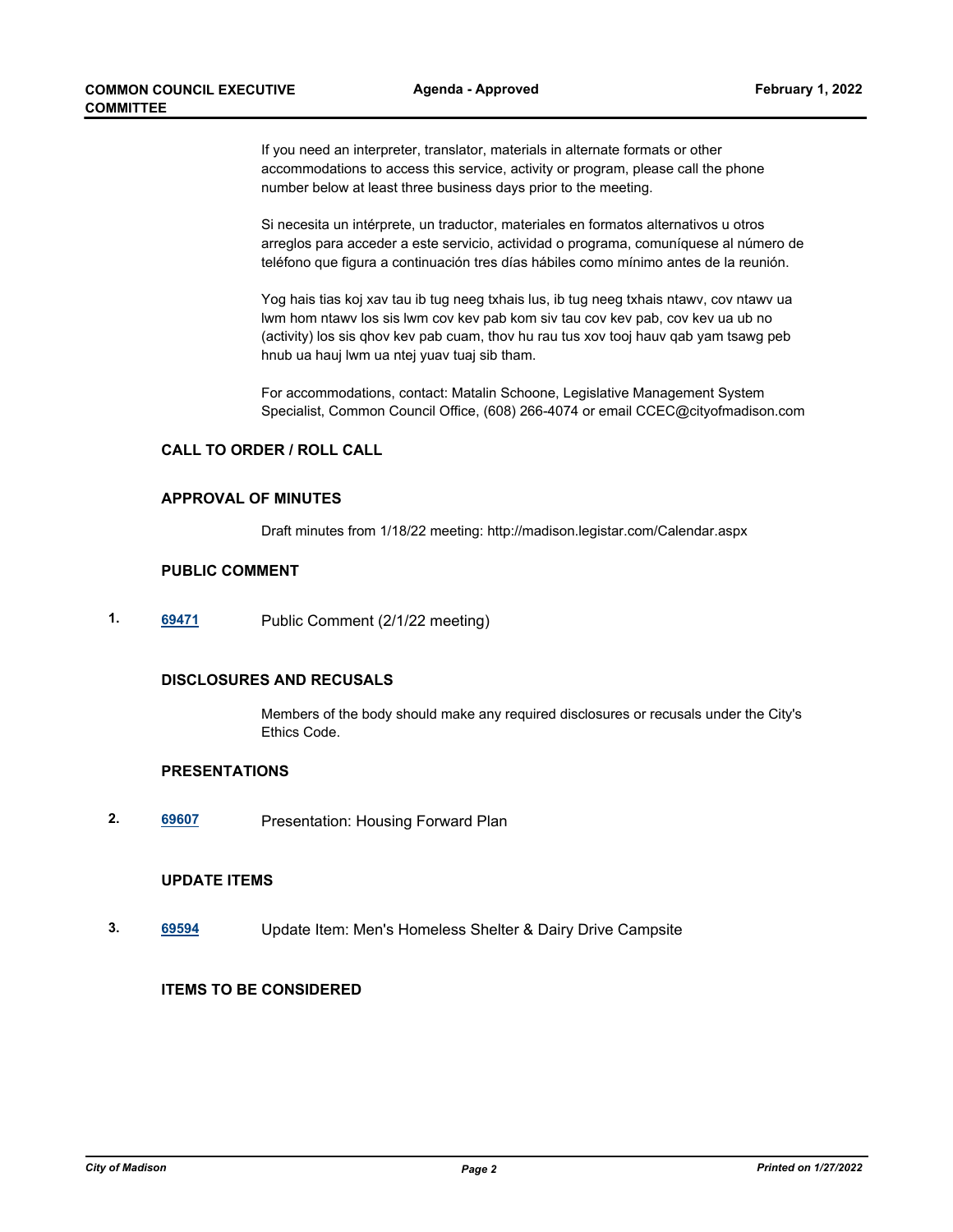If you need an interpreter, translator, materials in alternate formats or other accommodations to access this service, activity or program, please call the phone number below at least three business days prior to the meeting.

Si necesita un intérprete, un traductor, materiales en formatos alternativos u otros arreglos para acceder a este servicio, actividad o programa, comuníquese al número de teléfono que figura a continuación tres días hábiles como mínimo antes de la reunión.

Yog hais tias koj xav tau ib tug neeg txhais lus, ib tug neeg txhais ntawv, cov ntawv ua lwm hom ntawv los sis lwm cov kev pab kom siv tau cov kev pab, cov kev ua ub no (activity) los sis qhov kev pab cuam, thov hu rau tus xov tooj hauv qab yam tsawg peb hnub ua hauj lwm ua ntej yuav tuaj sib tham.

For accommodations, contact: Matalin Schoone, Legislative Management System Specialist, Common Council Office, (608) 266-4074 or email CCEC@cityofmadison.com

## CALL TO ORDER / ROLL CALL

## APPROVAL OF MINUTES

Draft minutes from 1/18/22 meeting: http://madison.legistar.com/Calendar.aspx

## PUBLIC COMMENT

1. **69471** Public Comment (2/1/22 meeting)

## DISCLOSURES AND RECUSALS

Members of the body should make any required disclosures or recusals under the City's Ethics Code.

## PRESENTATIONS

2. **69607** Presentation: Housing Forward Plan

## UPDATE ITEMS

3. **69594** Update Item: Men's Homeless Shelter & Dairy Drive Campsite

## ITEMS TO BE CONSIDERED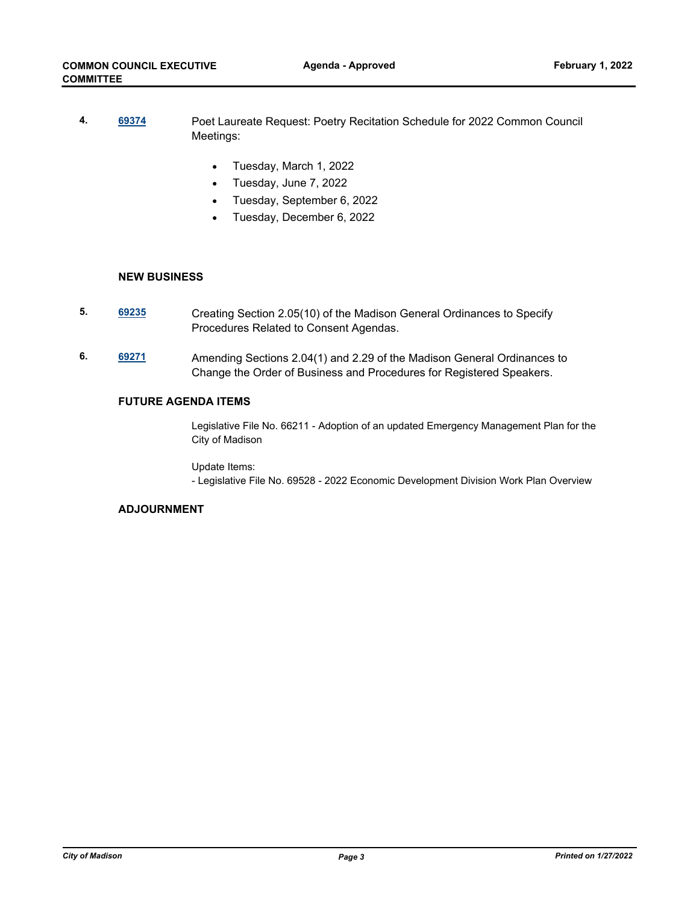4. **69374** Poet Laureate Request: Poetry Recitation Schedule for 2022 Common Council Meetings:

   - Tuesday, March 1, 2022
   - Tuesday, June 7, 2022
   - Tuesday, September 6, 2022
   - Tuesday, December 6, 2022

**NEW BUSINESS**

5. **69235** Creating Section 2.05(10) of the Madison General Ordinances to Specify Procedures Related to Consent Agendas.

6. **69271** Amending Sections 2.04(1) and 2.29 of the Madison General Ordinances to Change the Order of Business and Procedures for Registered Speakers.

**FUTURE AGENDA ITEMS**

Legislative File No. 66211 - Adoption of an updated Emergency Management Plan for the City of Madison

Update Items:
- Legislative File No. 69528 - 2022 Economic Development Division Work Plan Overview

**ADJOURNMENT**